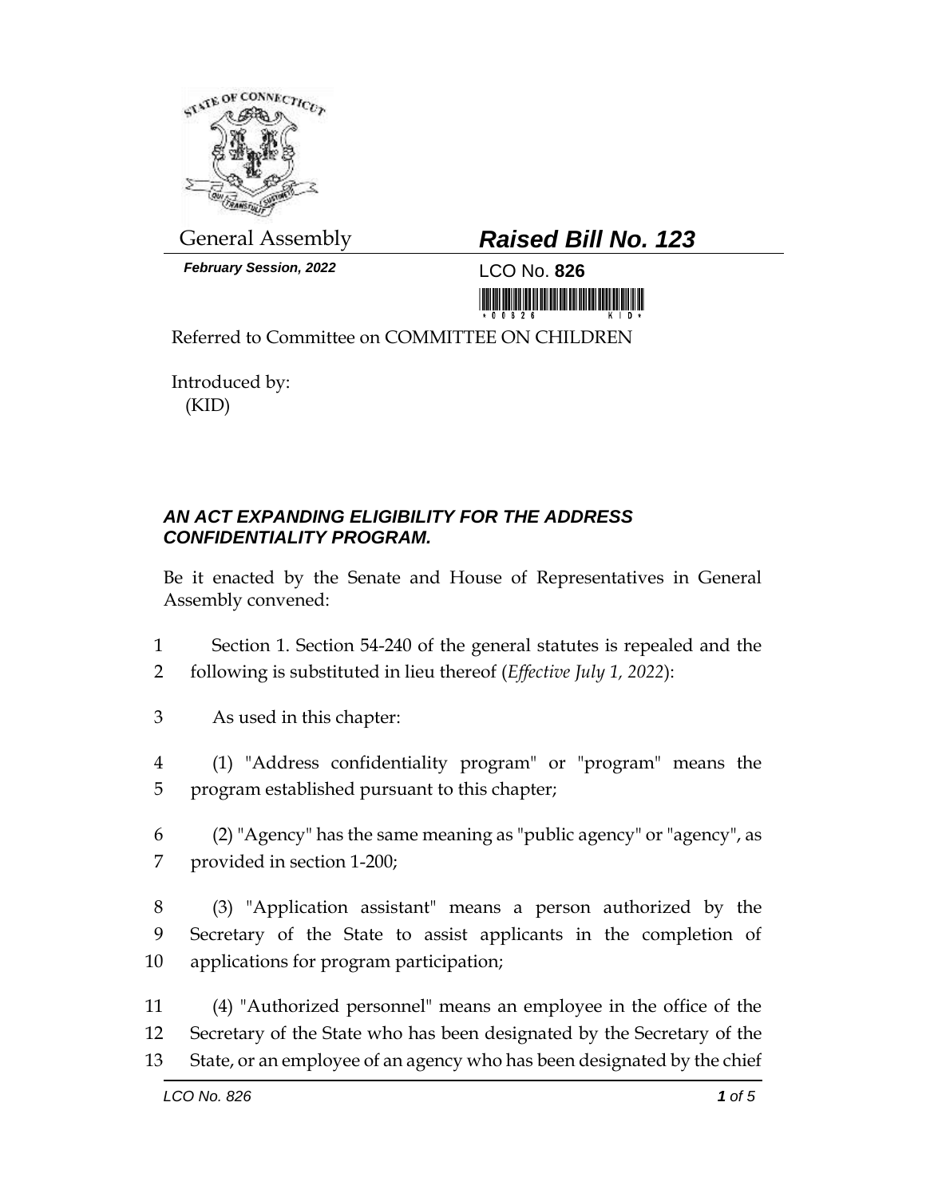General Assembly

***February Session, 2022***

# *Raised Bill No. 123*

LCO No. **826**

Referred to Committee on COMMITTEE ON CHILDREN

Introduced by:
(KID)

## *AN ACT EXPANDING ELIGIBILITY FOR THE ADDRESS CONFIDENTIALITY PROGRAM.*

Be it enacted by the Senate and House of Representatives in General Assembly convened:

1 Section 1. Section 54-240 of the general statutes is repealed and the
2 following is substituted in lieu thereof (*Effective July 1, 2022*):

3 As used in this chapter:

4 (1) "Address confidentiality program" or "program" means the
5 program established pursuant to this chapter;

6 (2) "Agency" has the same meaning as "public agency" or "agency", as
7 provided in section 1-200;

8 (3) "Application assistant" means a person authorized by the
9 Secretary of the State to assist applicants in the completion of
10 applications for program participation;

11 (4) "Authorized personnel" means an employee in the office of the
12 Secretary of the State who has been designated by the Secretary of the
13 State, or an employee of an agency who has been designated by the chief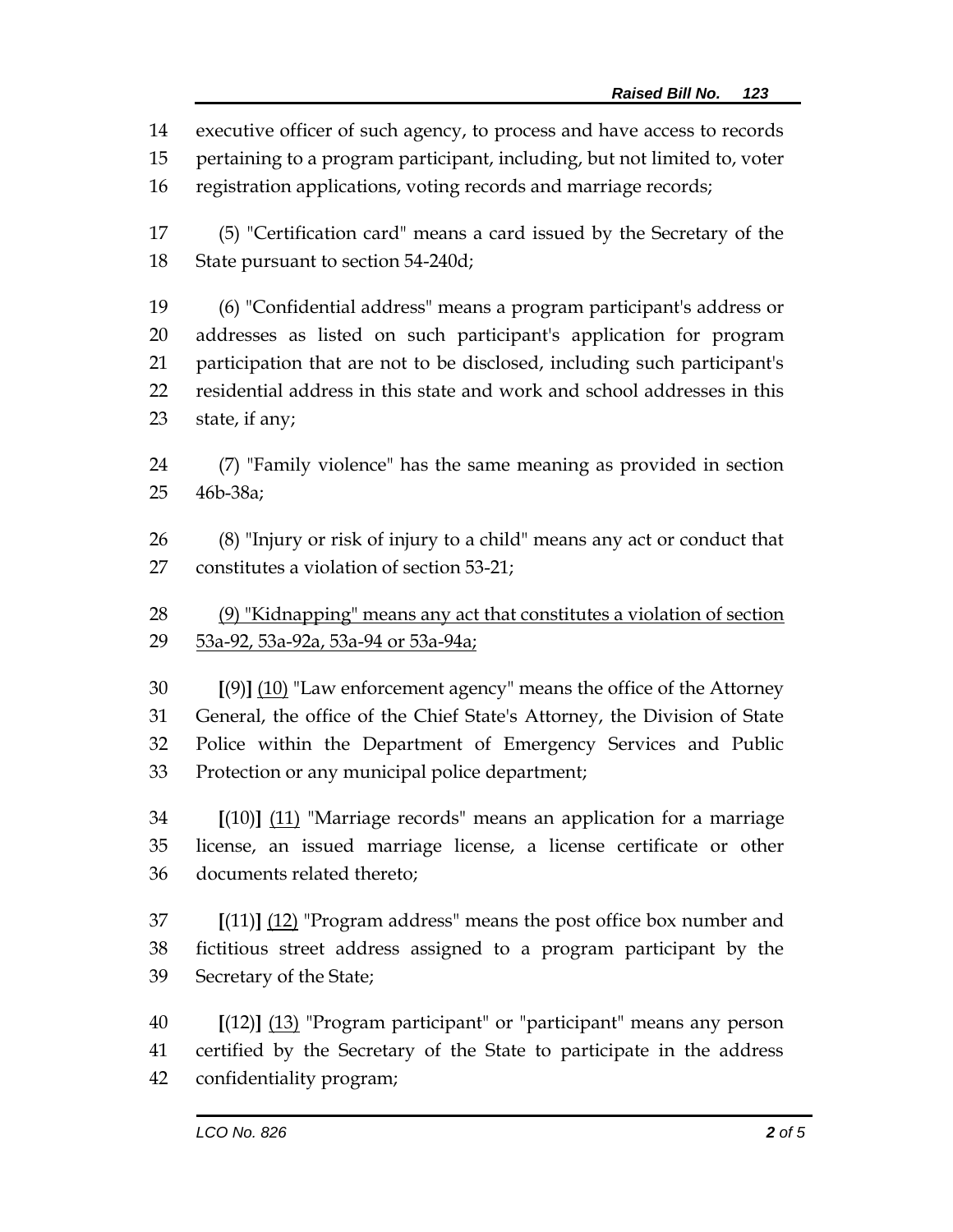14 executive officer of such agency, to process and have access to records
15 pertaining to a program participant, including, but not limited to, voter
16 registration applications, voting records and marriage records;

17 (5) "Certification card" means a card issued by the Secretary of the
18 State pursuant to section 54-240d;

19 (6) "Confidential address" means a program participant's address or
20 addresses as listed on such participant's application for program
21 participation that are not to be disclosed, including such participant's
22 residential address in this state and work and school addresses in this
23 state, if any;

24 (7) "Family violence" has the same meaning as provided in section
25 46b-38a;

26 (8) "Injury or risk of injury to a child" means any act or conduct that
27 constitutes a violation of section 53-21;

28 <u>(9) "Kidnapping" means any act that constitutes a violation of section</u>
29 <u>53a-92, 53a-92a, 53a-94 or 53a-94a;</u>

30 **[**(9)**]** <u>(10)</u> "Law enforcement agency" means the office of the Attorney
31 General, the office of the Chief State's Attorney, the Division of State
32 Police within the Department of Emergency Services and Public
33 Protection or any municipal police department;

34 **[**(10)**]** <u>(11)</u> "Marriage records" means an application for a marriage
35 license, an issued marriage license, a license certificate or other
36 documents related thereto;

37 **[**(11)**]** <u>(12)</u> "Program address" means the post office box number and
38 fictitious street address assigned to a program participant by the
39 Secretary of the State;

40 **[**(12)**]** <u>(13)</u> "Program participant" or "participant" means any person
41 certified by the Secretary of the State to participate in the address
42 confidentiality program;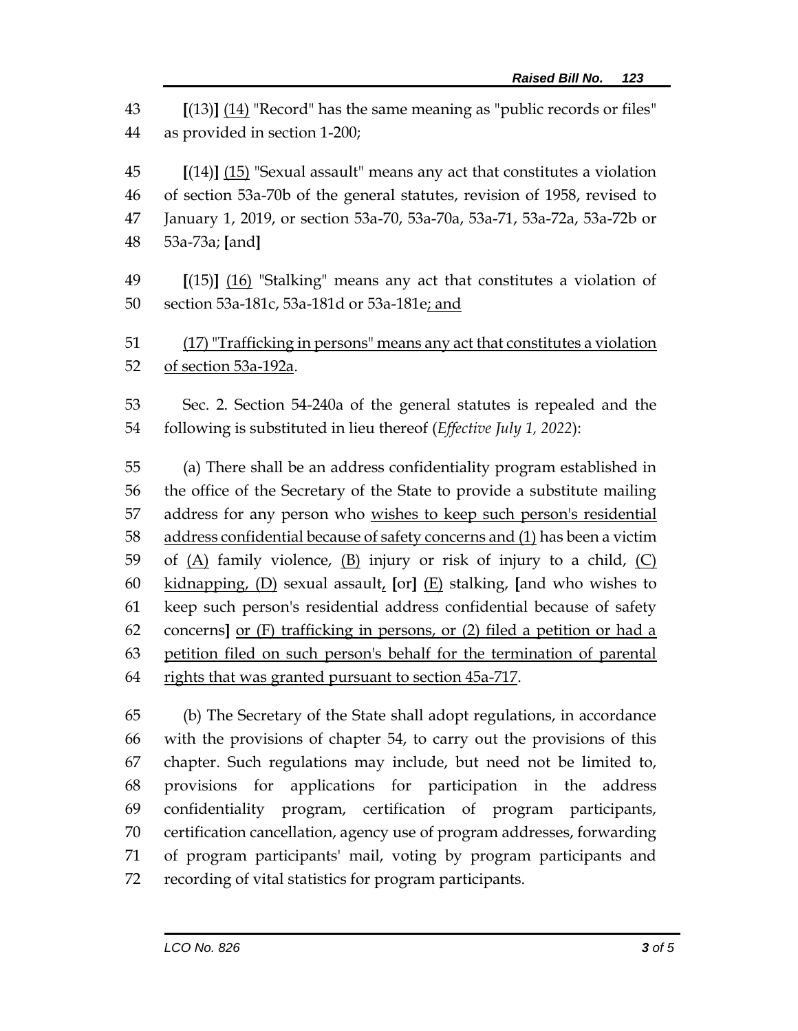43 [(13)] <u>(14)</u> "Record" has the same meaning as "public records or files"
44 as provided in section 1-200;

45 [(14)] <u>(15)</u> "Sexual assault" means any act that constitutes a violation
46 of section 53a-70b of the general statutes, revision of 1958, revised to
47 January 1, 2019, or section 53a-70, 53a-70a, 53a-71, 53a-72a, 53a-72b or
48 53a-73a; [and]

49 [(15)] <u>(16)</u> "Stalking" means any act that constitutes a violation of
50 section 53a-181c, 53a-181d or 53a-181e<u>; and</u>

51 <u>(17) "Trafficking in persons" means any act that constitutes a violation</u>
52 <u>of section 53a-192a</u>.

53 Sec. 2. Section 54-240a of the general statutes is repealed and the
54 following is substituted in lieu thereof (*Effective July 1, 2022*):

55 (a) There shall be an address confidentiality program established in
56 the office of the Secretary of the State to provide a substitute mailing
57 address for any person who <u>wishes to keep such person's residential</u>
58 <u>address confidential because of safety concerns and (1)</u> has been a victim
59 of <u>(A)</u> family violence, <u>(B)</u> injury or risk of injury to a child, <u>(C)</u>
60 <u>kidnapping, (D)</u> sexual assault<u>,</u> [or] <u>(E)</u> stalking, [and who wishes to
61 keep such person's residential address confidential because of safety
62 concerns] <u>or (F) trafficking in persons, or (2) filed a petition or had a</u>
63 <u>petition filed on such person's behalf for the termination of parental</u>
64 <u>rights that was granted pursuant to section 45a-717</u>.

65 (b) The Secretary of the State shall adopt regulations, in accordance
66 with the provisions of chapter 54, to carry out the provisions of this
67 chapter. Such regulations may include, but need not be limited to,
68 provisions for applications for participation in the address
69 confidentiality program, certification of program participants,
70 certification cancellation, agency use of program addresses, forwarding
71 of program participants' mail, voting by program participants and
72 recording of vital statistics for program participants.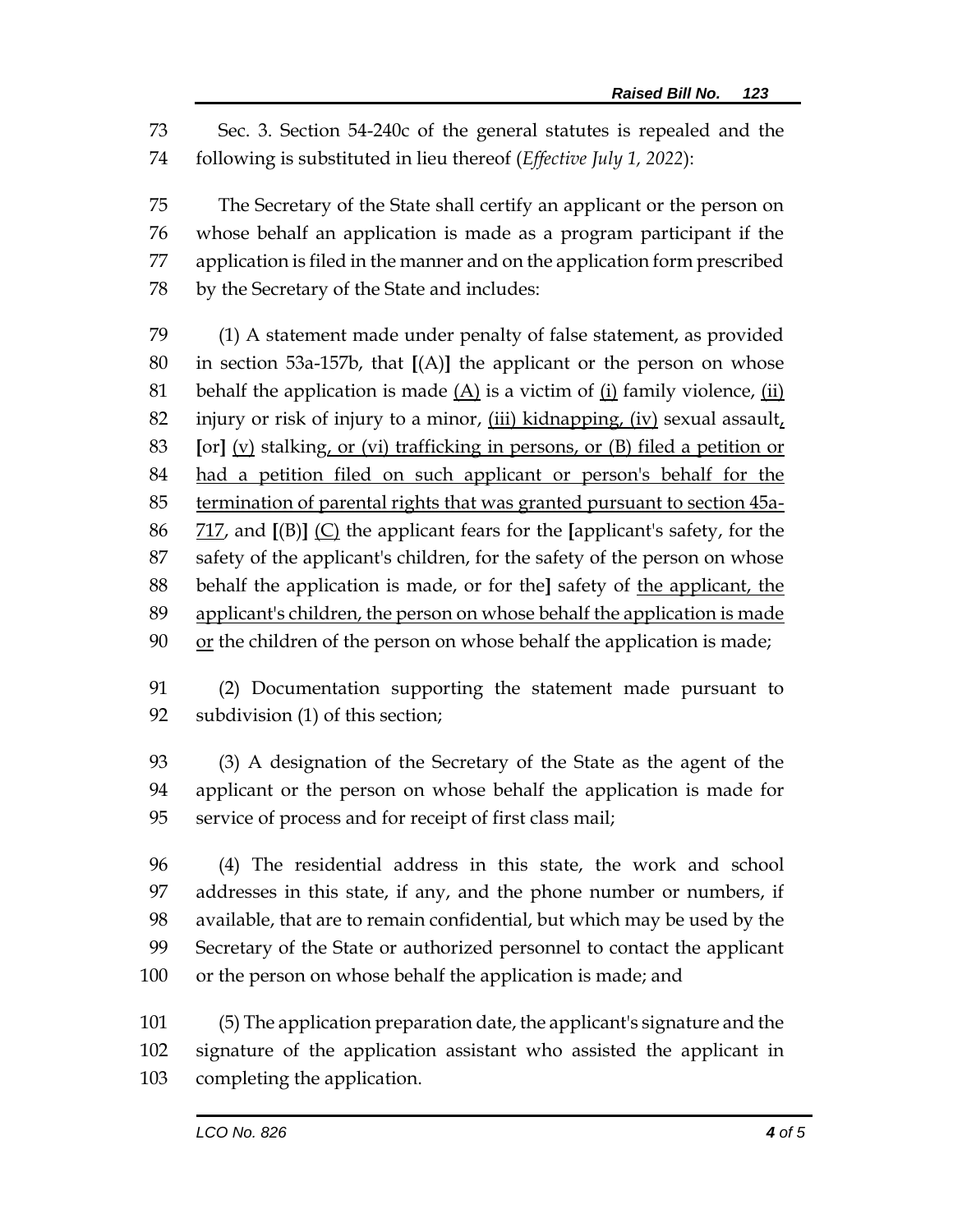Sec. 3. Section 54-240c of the general statutes is repealed and the following is substituted in lieu thereof (*Effective July 1, 2022*):

The Secretary of the State shall certify an applicant or the person on whose behalf an application is made as a program participant if the application is filed in the manner and on the application form prescribed by the Secretary of the State and includes:

(1) A statement made under penalty of false statement, as provided in section 53a-157b, that [(A)] the applicant or the person on whose behalf the application is made (A) is a victim of (i) family violence, (ii) injury or risk of injury to a minor, (iii) kidnapping, (iv) sexual assault, [or] (v) stalking, or (vi) trafficking in persons, or (B) filed a petition or had a petition filed on such applicant or person's behalf for the termination of parental rights that was granted pursuant to section 45a-717, and [(B)] (C) the applicant fears for the [applicant's safety, for the safety of the applicant's children, for the safety of the person on whose behalf the application is made, or for the] safety of the applicant, the applicant's children, the person on whose behalf the application is made or the children of the person on whose behalf the application is made;

(2) Documentation supporting the statement made pursuant to subdivision (1) of this section;

(3) A designation of the Secretary of the State as the agent of the applicant or the person on whose behalf the application is made for service of process and for receipt of first class mail;

(4) The residential address in this state, the work and school addresses in this state, if any, and the phone number or numbers, if available, that are to remain confidential, but which may be used by the Secretary of the State or authorized personnel to contact the applicant or the person on whose behalf the application is made; and

(5) The application preparation date, the applicant's signature and the signature of the application assistant who assisted the applicant in completing the application.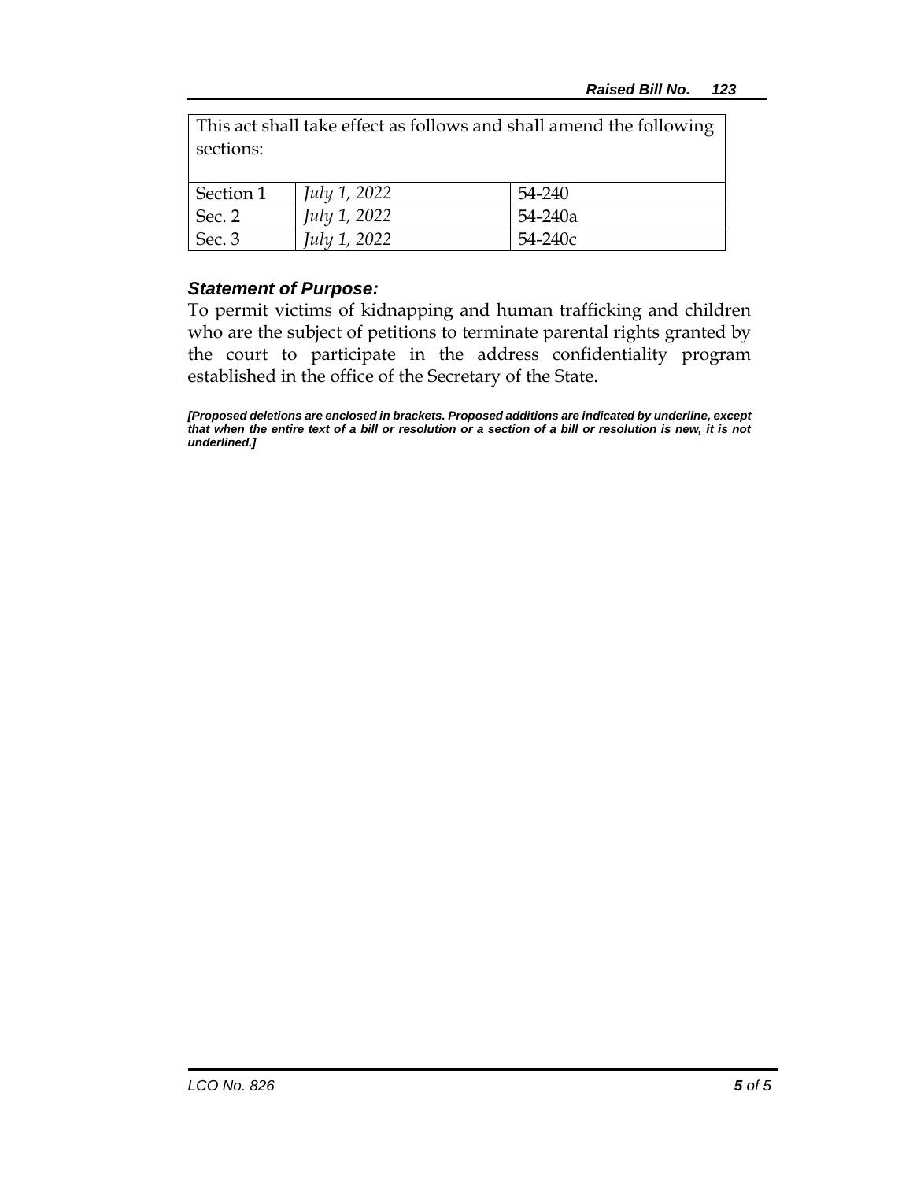This act shall take effect as follows and shall amend the following sections:

| | | |
|---|---|---|
| Section 1 | *July 1, 2022* | 54-240 |
| Sec. 2 | *July 1, 2022* | 54-240a |
| Sec. 3 | *July 1, 2022* | 54-240c |

### *Statement of Purpose:*

To permit victims of kidnapping and human trafficking and children who are the subject of petitions to terminate parental rights granted by the court to participate in the address confidentiality program established in the office of the Secretary of the State.

***[Proposed deletions are enclosed in brackets. Proposed additions are indicated by underline, except that when the entire text of a bill or resolution or a section of a bill or resolution is new, it is not underlined.]***